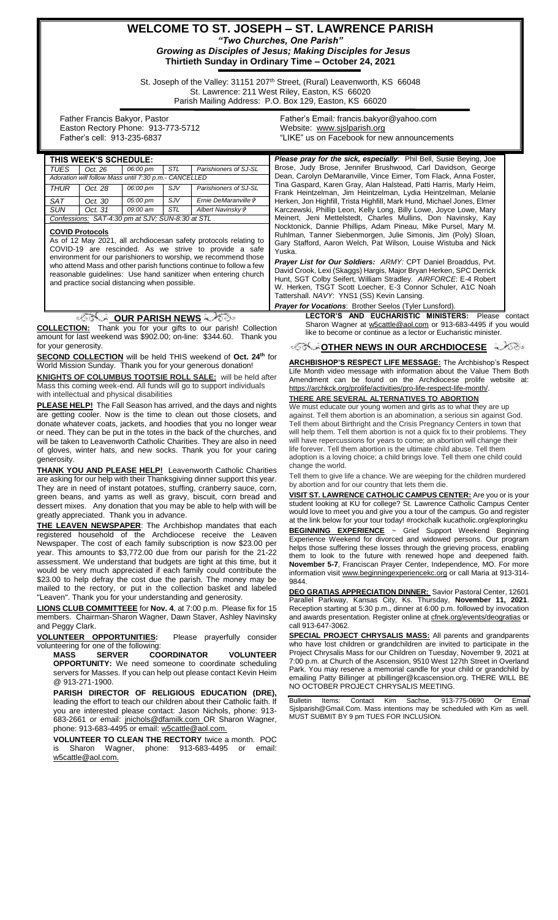# WELCOME TO ST. JOSEPH – ST. LAWRENCE PARISH

***"Two Churches, One Parish"***

***Growing as Disciples of Jesus; Making Disciples for Jesus***

**Thirtieth Sunday in Ordinary Time – October 24, 2021**

St. Joseph of the Valley: 31151 207th Street, (Rural) Leavenworth, KS 66048
St. Lawrence: 211 West Riley, Easton, KS 66020
Parish Mailing Address: P.O. Box 129, Easton, KS 66020

Father Francis Bakyor, Pastor
Easton Rectory Phone: 913-773-5712
Father's cell: 913-235-6837

Father's Email: francis.bakyor@yahoo.com
Website: www.sjslparish.org
"LIKE" us on Facebook for new announcements

| THIS WEEK'S SCHEDULE: | | | | |
|---|---|---|---|---|
| *TUES* | *Oct. 26* | *06:00 pm* | *STL* | *Parishioners of SJ-SL* |
| *Adoration will follow Mass until 7:30 p.m.- CANCELLED* | | | | |
| *THUR* | *Oct. 28* | *06:00 pm* | *SJV* | *Parishioners of SJ-SL* |
| *SAT* | *Oct. 30* | *05:00 pm* | *SJV* | *Ernie DeMaranville ✞* |
| *SUN* | *Oct. 31* | *09:00 am* | *STL* | *Albert Navinsky ✞* |
| *Confessions: SAT-4:30 pm at SJV; SUN-8:30 at STL* | | | | |

**COVID Protocols**

As of 12 May 2021, all archdiocesan safety protocols relating to COVID-19 are rescinded. As we strive to provide a safe environment for our parishioners to worship, we recommend those who attend Mass and other parish functions continue to follow a few reasonable guidelines: Use hand sanitizer when entering church and practice social distancing when possible.

***Please pray for the sick, especially***: Phil Bell, Susie Beying, Joe Brose, Judy Brose, Jennifer Brushwood, Carl Davidson, George Dean, Carolyn DeMaranville, Vince Eimer, Tom Flack, Anna Foster, Tina Gaspard, Karen Gray, Alan Halstead, Patti Harris, Marly Heim, Frank Heintzelman, Jim Heintzelman, Lydia Heintzelman, Melanie Herken, Jon Highfill, Trista Highfill, Mark Hund, Michael Jones, Elmer Karczewski, Phillip Leon, Kelly Long, Billy Lowe, Joyce Lowe, Mary Meinert, Jeni Mettelstedt, Charles Mullins, Don Navinsky, Kay Nocktonick, Dannie Phillips, Adam Pineau, Mike Pursel, Mary M. Ruhlman, Tanner Siebenmorgen, Julie Simonis, Jim (Poly) Sloan, Gary Stafford, Aaron Welch, Pat Wilson, Louise Wistuba and Nick Yuska.

***Prayer List for Our Soldiers:*** *ARMY:* CPT Daniel Broaddus, Pvt. David Crook, Lexi (Skaggs) Hargis, Major Bryan Herken, SPC Derrick Hunt, SGT Colby Seifert, William Stradley. *AIRFORCE*: E-4 Robert W. Herken, TSGT Scott Loecher, E-3 Connor Schuler, A1C Noah Tattershall. *NAVY*: YNS1 (SS) Kevin Lansing.

***Prayer for Vocations***: Brother Seelos (Tyler Lunsford).

## OUR PARISH NEWS

**COLLECTION:** Thank you for your gifts to our parish! Collection amount for last weekend was $902.00; on-line: $344.60. Thank you for your generosity.

**SECOND COLLECTION** will be held THIS weekend of **Oct. 24th** for World Mission Sunday. Thank you for your generous donation!

**KNIGHTS OF COLUMBUS TOOTSIE ROLL SALE:** will be held after Mass this coming week-end. All funds will go to support individuals with intellectual and physical disabilities

**PLEASE HELP!** The Fall Season has arrived, and the days and nights are getting cooler. Now is the time to clean out those closets, and donate whatever coats, jackets, and hoodies that you no longer wear or need. They can be put in the totes in the back of the churches, and will be taken to Leavenworth Catholic Charities. They are also in need of gloves, winter hats, and new socks. Thank you for your caring generosity.

**THANK YOU AND PLEASE HELP!** Leavenworth Catholic Charities are asking for our help with their Thanksgiving dinner support this year. They are in need of instant potatoes, stuffing, cranberry sauce, corn, green beans, and yams as well as gravy, biscuit, corn bread and dessert mixes. Any donation that you may be able to help with will be greatly appreciated. Thank you in advance.

**THE LEAVEN NEWSPAPER**: The Archbishop mandates that each registered household of the Archdiocese receive the Leaven Newspaper. The cost of each family subscription is now $23.00 per year. This amounts to $3,772.00 due from our parish for the 21-22 assessment. We understand that budgets are tight at this time, but it would be very much appreciated if each family could contribute the $23.00 to help defray the cost due the parish. The money may be mailed to the rectory, or put in the collection basket and labeled "Leaven". Thank you for your understanding and generosity.

**LIONS CLUB COMMITTEEE** for **Nov. 4**, at 7:00 p.m. Please fix for 15 members. Chairman-Sharon Wagner, Dawn Staver, Ashley Navinsky and Peggy Clark.

**VOLUNTEER OPPORTUNITIES:** Please prayerfully consider volunteering for one of the following:

**MASS SERVER COORDINATOR VOLUNTEER OPPORTUNITY:** We need someone to coordinate scheduling servers for Masses. If you can help out please contact Kevin Heim @ 913-271-1900.

**PARISH DIRECTOR OF RELIGIOUS EDUCATION (DRE),** leading the effort to teach our children about their Catholic faith. If you are interested please contact: Jason Nichols, phone: 913-683-2661 or email: jnichols@dfamilk.com OR Sharon Wagner, phone: 913-683-4495 or email: w5cattle@aol.com.

**VOLUNTEER TO CLEAN THE RECTORY** twice a month. POC is Sharon Wagner, phone: 913-683-4495 or email: w5cattle@aol.com.

**LECTOR'S AND EUCHARISTIC MINISTERS:** Please contact Sharon Wagner at w5cattle@aol.com or 913-683-4495 if you would like to become or continue as a lector or Eucharistic minister.

## OTHER NEWS IN OUR ARCHDIOCESE

**ARCHBISHOP'S RESPECT LIFE MESSAGE:** The Archbishop's Respect Life Month video message with information about the Value Them Both Amendment can be found on the Archdiocese prolife website at: https://archkck.org/prolife/activities/pro-life-respect-life-month/.

**THERE ARE SEVERAL ALTERNATIVES TO ABORTION**

We must educate our young women and girls as to what they are up against. Tell them abortion is an abomination, a serious sin against God. Tell them about Birthright and the Crisis Pregnancy Centers in town that will help them. Tell them abortion is not a quick fix to their problems. They will have repercussions for years to come; an abortion will change their life forever. Tell them abortion is the ultimate child abuse. Tell them adoption is a loving choice; a child brings love. Tell them one child could change the world.

Tell them to give life a chance. We are weeping for the children murdered by abortion and for our country that lets them die.

**VISIT ST. LAWRENCE CATHOLIC CAMPUS CENTER:** Are you or is your student looking at KU for college? St. Lawrence Catholic Campus Center would love to meet you and give you a tour of the campus. Go and register at the link below for your tour today! #rockchalk kucatholic.org/exploringku

**BEGINNING EXPERIENCE** ~ Grief Support Weekend Beginning Experience Weekend for divorced and widowed persons. Our program helps those suffering these losses through the grieving process, enabling them to look to the future with renewed hope and deepened faith. **November 5-7**, Franciscan Prayer Center, Independence, MO. For more information visit www.beginningexperiencekc.org or call Maria at 913-314-9844.

**DEO GRATIAS APPRECIATION DINNER:** Savior Pastoral Center, 12601 Parallel Parkway, Kansas City, Ks. Thursday, **November 11, 2021**. Reception starting at 5:30 p.m., dinner at 6:00 p.m. followed by invocation and awards presentation. Register online at cfnek.org/events/deogratias or call 913-647-3062.

**SPECIAL PROJECT CHRYSALIS MASS:** All parents and grandparents who have lost children or grandchildren are invited to participate in the Project Chrysalis Mass for our Children on Tuesday, November 9, 2021 at 7:00 p.m. at Church of the Ascension, 9510 West 127th Street in Overland Park. You may reserve a memorial candle for your child or grandchild by emailing Patty Billinger at pbillinger@kcascension.org. THERE WILL BE NO OCTOBER PROJECT CHRYSALIS MEETING.

Bulletin Items: Contact Kim Sachse, 913-775-0690 Or Email Sjslparish@Gmail.Com. Mass intentions may be scheduled with Kim as well. MUST SUBMIT BY 9 pm TUES FOR INCLUSION.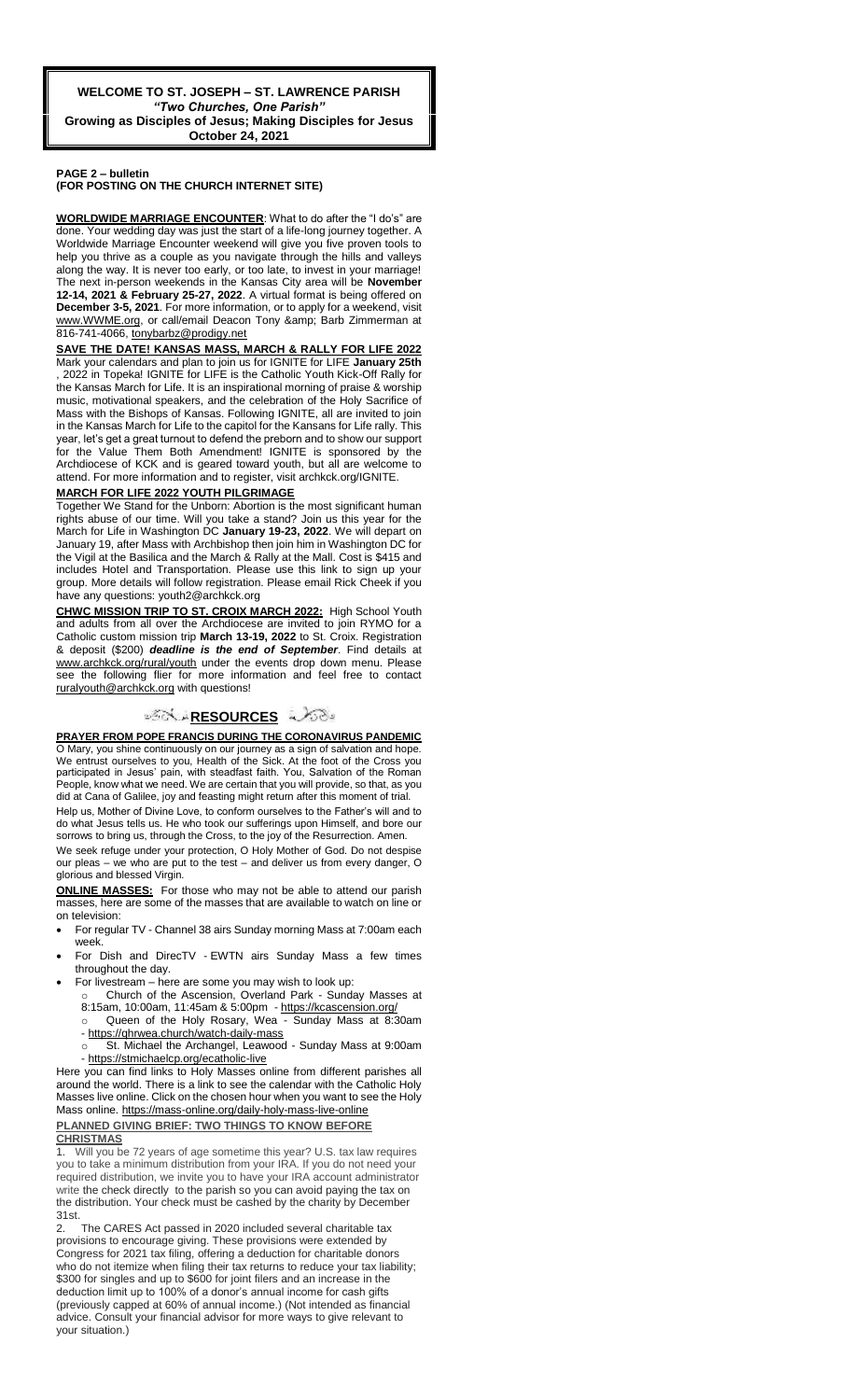**WELCOME TO ST. JOSEPH – ST. LAWRENCE PARISH**
***"Two Churches, One Parish"***
**Growing as Disciples of Jesus; Making Disciples for Jesus**
**October 24, 2021**

**PAGE 2 – bulletin**
**(FOR POSTING ON THE CHURCH INTERNET SITE)**

**WORLDWIDE MARRIAGE ENCOUNTER**: What to do after the "I do's" are done. Your wedding day was just the start of a life-long journey together. A Worldwide Marriage Encounter weekend will give you five proven tools to help you thrive as a couple as you navigate through the hills and valleys along the way. It is never too early, or too late, to invest in your marriage! The next in-person weekends in the Kansas City area will be **November 12-14, 2021 & February 25-27, 2022**. A virtual format is being offered on **December 3-5, 2021**. For more information, or to apply for a weekend, visit www.WWME.org, or call/email Deacon Tony &amp; Barb Zimmerman at 816-741-4066, tonybarbz@prodigy.net

**SAVE THE DATE! KANSAS MASS, MARCH & RALLY FOR LIFE 2022**
Mark your calendars and plan to join us for IGNITE for LIFE **January 25th**, 2022 in Topeka! IGNITE for LIFE is the Catholic Youth Kick-Off Rally for the Kansas March for Life. It is an inspirational morning of praise & worship music, motivational speakers, and the celebration of the Holy Sacrifice of Mass with the Bishops of Kansas. Following IGNITE, all are invited to join in the Kansas March for Life to the capitol for the Kansans for Life rally. This year, let's get a great turnout to defend the preborn and to show our support for the Value Them Both Amendment! IGNITE is sponsored by the Archdiocese of KCK and is geared toward youth, but all are welcome to attend. For more information and to register, visit archkck.org/IGNITE.

**MARCH FOR LIFE 2022 YOUTH PILGRIMAGE**
Together We Stand for the Unborn: Abortion is the most significant human rights abuse of our time. Will you take a stand? Join us this year for the March for Life in Washington DC **January 19-23, 2022**. We will depart on January 19, after Mass with Archbishop then join him in Washington DC for the Vigil at the Basilica and the March & Rally at the Mall. Cost is $415 and includes Hotel and Transportation. Please use this link to sign up your group. More details will follow registration. Please email Rick Cheek if you have any questions: youth2@archkck.org

**CHWC MISSION TRIP TO ST. CROIX MARCH 2022:** High School Youth and adults from all over the Archdiocese are invited to join RYMO for a Catholic custom mission trip **March 13-19, 2022** to St. Croix. Registration & deposit ($200) ***deadline is the end of September***. Find details at www.archkck.org/rural/youth under the events drop down menu. Please see the following flier for more information and feel free to contact ruralyouth@archkck.org with questions!

## RESOURCES

**PRAYER FROM POPE FRANCIS DURING THE CORONAVIRUS PANDEMIC**
O Mary, you shine continuously on our journey as a sign of salvation and hope. We entrust ourselves to you, Health of the Sick. At the foot of the Cross you participated in Jesus' pain, with steadfast faith. You, Salvation of the Roman People, know what we need. We are certain that you will provide, so that, as you did at Cana of Galilee, joy and feasting might return after this moment of trial.

Help us, Mother of Divine Love, to conform ourselves to the Father's will and to do what Jesus tells us. He who took our sufferings upon Himself, and bore our sorrows to bring us, through the Cross, to the joy of the Resurrection. Amen.

We seek refuge under your protection, O Holy Mother of God. Do not despise our pleas – we who are put to the test – and deliver us from every danger, O glorious and blessed Virgin.

**ONLINE MASSES:** For those who may not be able to attend our parish masses, here are some of the masses that are available to watch on line or on television:

- For regular TV - Channel 38 airs Sunday morning Mass at 7:00am each week.
- For Dish and DirecTV - EWTN airs Sunday Mass a few times throughout the day.
- For livestream – here are some you may wish to look up:
  - Church of the Ascension, Overland Park - Sunday Masses at 8:15am, 10:00am, 11:45am & 5:00pm - https://kcascension.org/
  - Queen of the Holy Rosary, Wea - Sunday Mass at 8:30am - https://qhrwea.church/watch-daily-mass
  - St. Michael the Archangel, Leawood - Sunday Mass at 9:00am - https://stmichaelcp.org/ecatholic-live

Here you can find links to Holy Masses online from different parishes all around the world. There is a link to see the calendar with the Catholic Holy Masses live online. Click on the chosen hour when you want to see the Holy Mass online. https://mass-online.org/daily-holy-mass-live-online

**PLANNED GIVING BRIEF: TWO THINGS TO KNOW BEFORE CHRISTMAS**

1. Will you be 72 years of age sometime this year? U.S. tax law requires you to take a minimum distribution from your IRA. If you do not need your required distribution, we invite you to have your IRA account administrator write the check directly to the parish so you can avoid paying the tax on the distribution. Your check must be cashed by the charity by December 31st.
2. The CARES Act passed in 2020 included several charitable tax provisions to encourage giving. These provisions were extended by Congress for 2021 tax filing, offering a deduction for charitable donors who do not itemize when filing their tax returns to reduce your tax liability; $300 for singles and up to $600 for joint filers and an increase in the deduction limit up to 100% of a donor's annual income for cash gifts (previously capped at 60% of annual income.) (Not intended as financial advice. Consult your financial advisor for more ways to give relevant to your situation.)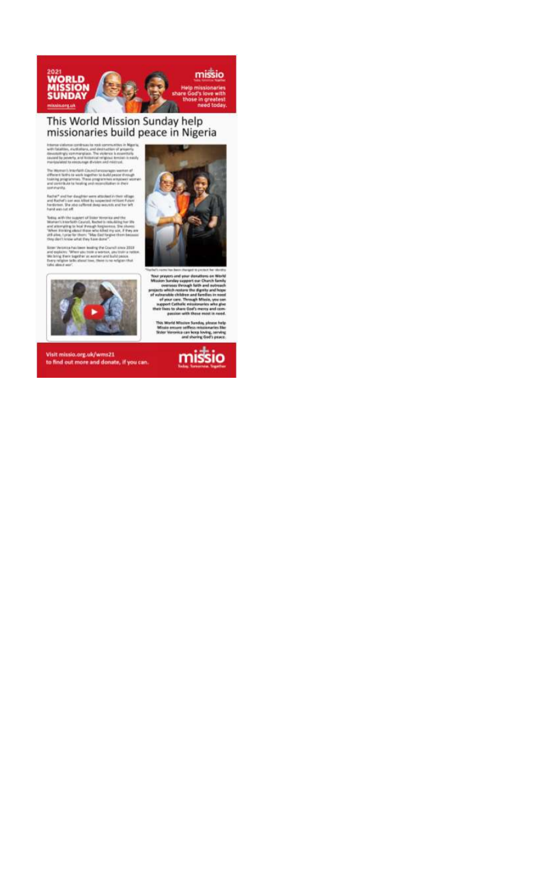2021 WORLD MISSION SUNDAY

missio.org.uk

missio
Today. Tomorrow. Together

Help missionaries share God's love with those in greatest need today.

# This World Mission Sunday help missionaries build peace in Nigeria

Intense violence continues to rock communities in Nigeria, with fatalities, mutilations, and destruction of property devastatingly commonplace. The violence is essentially caused by poverty, and historical religious tension is easily manipulated to encourage division and mistrust.

The Women's Interfaith Council encourages women of different faiths to work together to build peace through training programmes. These programmes empower women and contribute to healing and reconciliation in their community.

Rachel* and her daughter were attacked in their village and Rachel's son was killed by suspected militant Fulani herdsmen. She also suffered deep wounds and her left hand was cut off.

Today, with the support of Sister Veronica and the Women's Interfaith Council, Rachel is rebuilding her life and attempting to heal through forgiveness. She shares: "When thinking about those who killed my son, if they are still alive, I pray for them: "May God forgive them because they don't know what they have done"".

Sister Veronica has been leading the Council since 2010 and explains: "When you train a woman, you train a nation. We bring them together as women and build peace. Every religion talks about love, there is no religion that talks about war".

*Rachel's name has been changed to protect her identity

**Your prayers and your donations on World Mission Sunday support our Church family overseas through faith and outreach projects which restore the dignity and hope of vulnerable children and families in need of your care. Through Missio, you can support Catholic missionaries who give their lives to share God's mercy and compassion with those most in need.**

**This World Mission Sunday, please help Missio ensure selfless missionaries like Sister Veronica can keep loving, serving and sharing God's peace.**

Visit missio.org.uk/wms21 to find out more and donate, if you can.

missio
Today. Tomorrow. Together